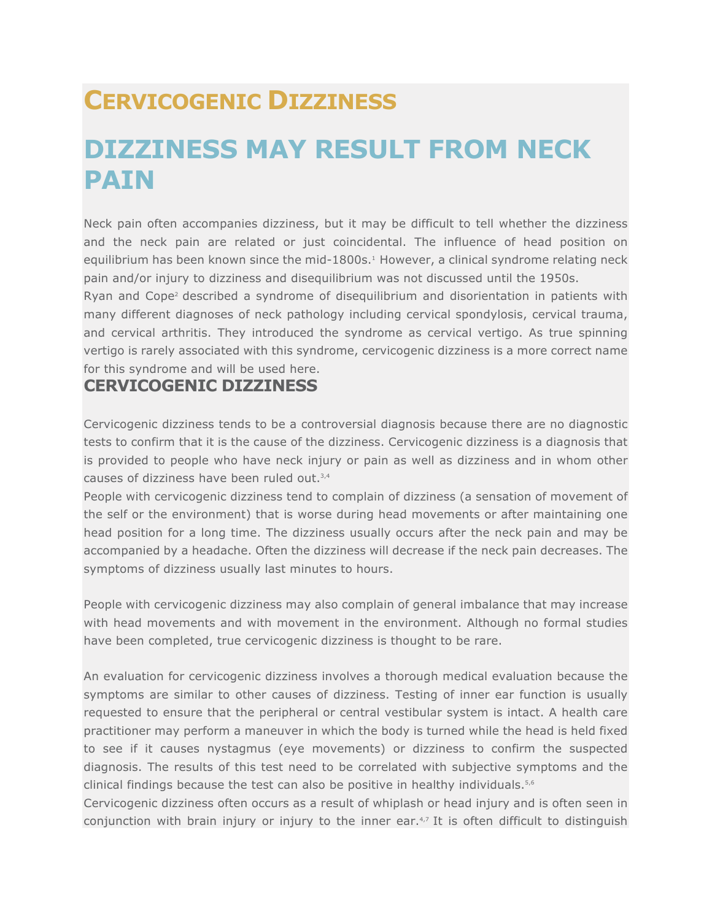# Cervicogenic Dizziness

# DIZZINESS MAY RESULT FROM NECK PAIN

Neck pain often accompanies dizziness, but it may be difficult to tell whether the dizziness and the neck pain are related or just coincidental. The influence of head position on equilibrium has been known since the mid-1800s.[1] However, a clinical syndrome relating neck pain and/or injury to dizziness and disequilibrium was not discussed until the 1950s.

Ryan and Cope[2] described a syndrome of disequilibrium and disorientation in patients with many different diagnoses of neck pathology including cervical spondylosis, cervical trauma, and cervical arthritis. They introduced the syndrome as cervical vertigo. As true spinning vertigo is rarely associated with this syndrome, cervicogenic dizziness is a more correct name for this syndrome and will be used here.

## CERVICOGENIC DIZZINESS

Cervicogenic dizziness tends to be a controversial diagnosis because there are no diagnostic tests to confirm that it is the cause of the dizziness. Cervicogenic dizziness is a diagnosis that is provided to people who have neck injury or pain as well as dizziness and in whom other causes of dizziness have been ruled out.[3,4]

People with cervicogenic dizziness tend to complain of dizziness (a sensation of movement of the self or the environment) that is worse during head movements or after maintaining one head position for a long time. The dizziness usually occurs after the neck pain and may be accompanied by a headache. Often the dizziness will decrease if the neck pain decreases. The symptoms of dizziness usually last minutes to hours.

People with cervicogenic dizziness may also complain of general imbalance that may increase with head movements and with movement in the environment. Although no formal studies have been completed, true cervicogenic dizziness is thought to be rare.

An evaluation for cervicogenic dizziness involves a thorough medical evaluation because the symptoms are similar to other causes of dizziness. Testing of inner ear function is usually requested to ensure that the peripheral or central vestibular system is intact. A health care practitioner may perform a maneuver in which the body is turned while the head is held fixed to see if it causes nystagmus (eye movements) or dizziness to confirm the suspected diagnosis. The results of this test need to be correlated with subjective symptoms and the clinical findings because the test can also be positive in healthy individuals.[5,6]

Cervicogenic dizziness often occurs as a result of whiplash or head injury and is often seen in conjunction with brain injury or injury to the inner ear.[4,7] It is often difficult to distinguish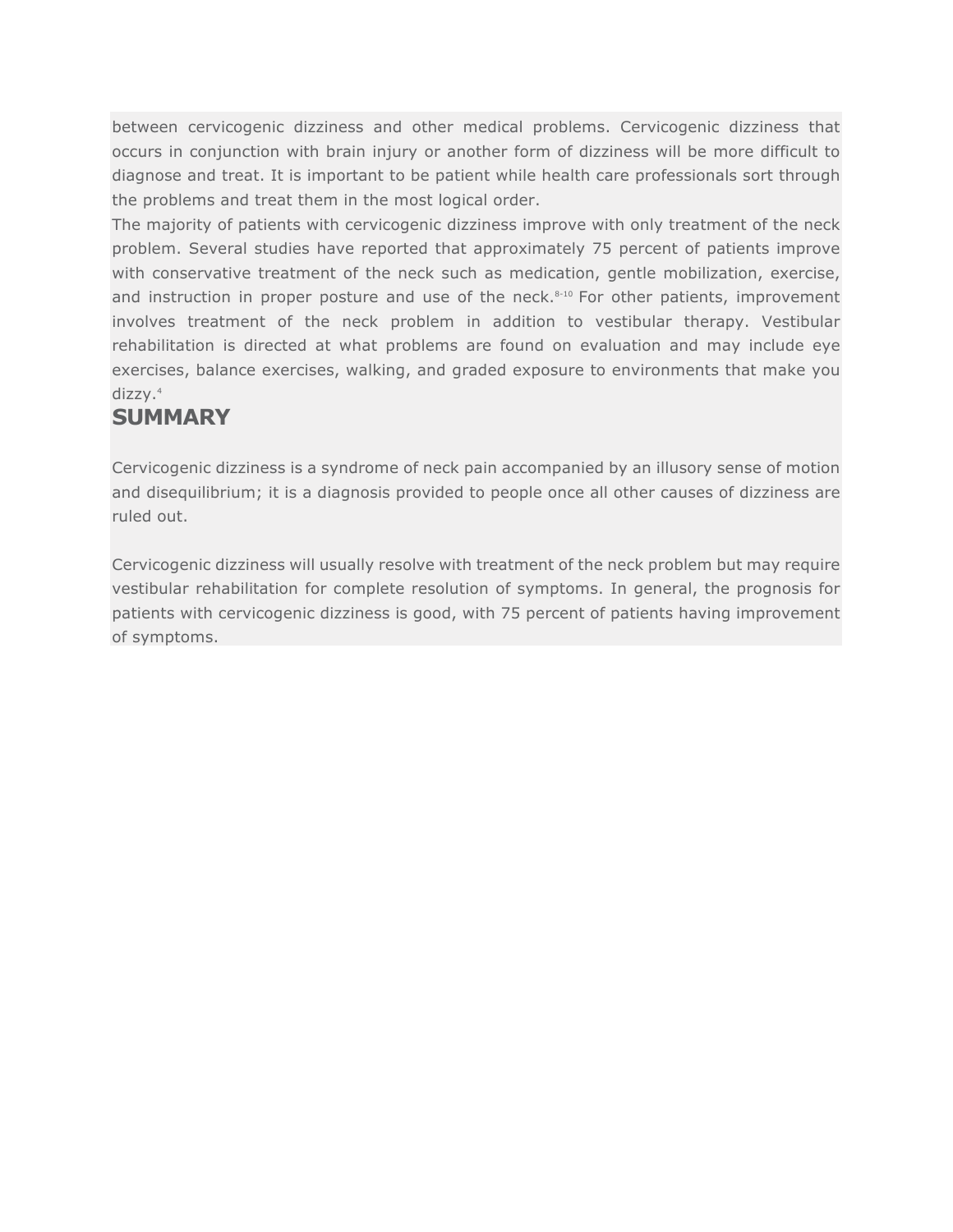between cervicogenic dizziness and other medical problems. Cervicogenic dizziness that occurs in conjunction with brain injury or another form of dizziness will be more difficult to diagnose and treat. It is important to be patient while health care professionals sort through the problems and treat them in the most logical order.

The majority of patients with cervicogenic dizziness improve with only treatment of the neck problem. Several studies have reported that approximately 75 percent of patients improve with conservative treatment of the neck such as medication, gentle mobilization, exercise, and instruction in proper posture and use of the neck.[8-10] For other patients, improvement involves treatment of the neck problem in addition to vestibular therapy. Vestibular rehabilitation is directed at what problems are found on evaluation and may include eye exercises, balance exercises, walking, and graded exposure to environments that make you dizzy.[4]

## SUMMARY

Cervicogenic dizziness is a syndrome of neck pain accompanied by an illusory sense of motion and disequilibrium; it is a diagnosis provided to people once all other causes of dizziness are ruled out.

Cervicogenic dizziness will usually resolve with treatment of the neck problem but may require vestibular rehabilitation for complete resolution of symptoms. In general, the prognosis for patients with cervicogenic dizziness is good, with 75 percent of patients having improvement of symptoms.